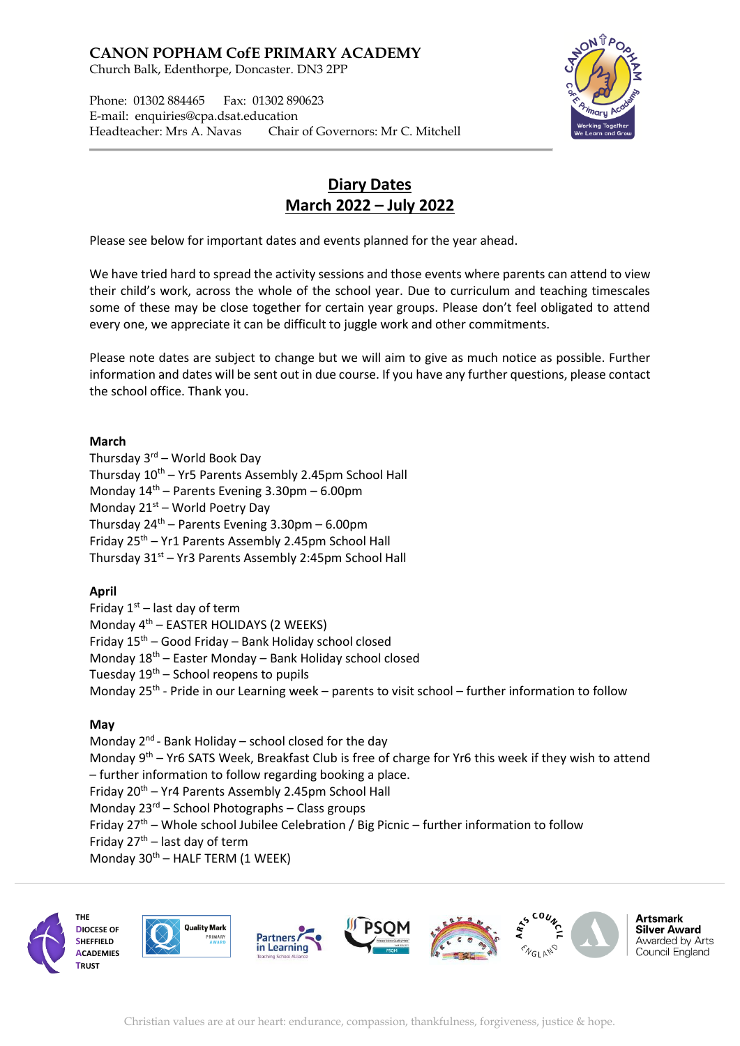# CANON POPHAM CofE PRIMARY ACADEMY

Church Balk, Edenthorpe, Doncaster. DN3 2PP

Phone: 01302 884465 Fax: 01302 890623
E-mail: enquiries@cpa.dsat.education
Headteacher: Mrs A. Navas Chair of Governors: Mr C. Mitchell

## Diary Dates
## March 2022 – July 2022

Please see below for important dates and events planned for the year ahead.

We have tried hard to spread the activity sessions and those events where parents can attend to view their child's work, across the whole of the school year. Due to curriculum and teaching timescales some of these may be close together for certain year groups. Please don't feel obligated to attend every one, we appreciate it can be difficult to juggle work and other commitments.

Please note dates are subject to change but we will aim to give as much notice as possible. Further information and dates will be sent out in due course. If you have any further questions, please contact the school office. Thank you.

**March**

Thursday 3rd – World Book Day
Thursday 10th – Yr5 Parents Assembly 2.45pm School Hall
Monday 14th – Parents Evening 3.30pm – 6.00pm
Monday 21st – World Poetry Day
Thursday 24th – Parents Evening 3.30pm – 6.00pm
Friday 25th – Yr1 Parents Assembly 2.45pm School Hall
Thursday 31st – Yr3 Parents Assembly 2:45pm School Hall

**April**

Friday 1st – last day of term
Monday 4th – EASTER HOLIDAYS (2 WEEKS)
Friday 15th – Good Friday – Bank Holiday school closed
Monday 18th – Easter Monday – Bank Holiday school closed
Tuesday 19th – School reopens to pupils
Monday 25th - Pride in our Learning week – parents to visit school – further information to follow

**May**

Monday 2nd - Bank Holiday – school closed for the day
Monday 9th – Yr6 SATS Week, Breakfast Club is free of charge for Yr6 this week if they wish to attend – further information to follow regarding booking a place.
Friday 20th – Yr4 Parents Assembly 2.45pm School Hall
Monday 23rd – School Photographs – Class groups
Friday 27th – Whole school Jubilee Celebration / Big Picnic – further information to follow
Friday 27th – last day of term
Monday 30th – HALF TERM (1 WEEK)

THE DIOCESE OF SHEFFIELD ACADEMIES TRUST | Quality Mark Primary Award | Partners in Learning Teaching School Alliance | PSQM | Artsmark Silver Award Awarded by Arts Council England

Christian values are at our heart: endurance, compassion, thankfulness, forgiveness, justice & hope.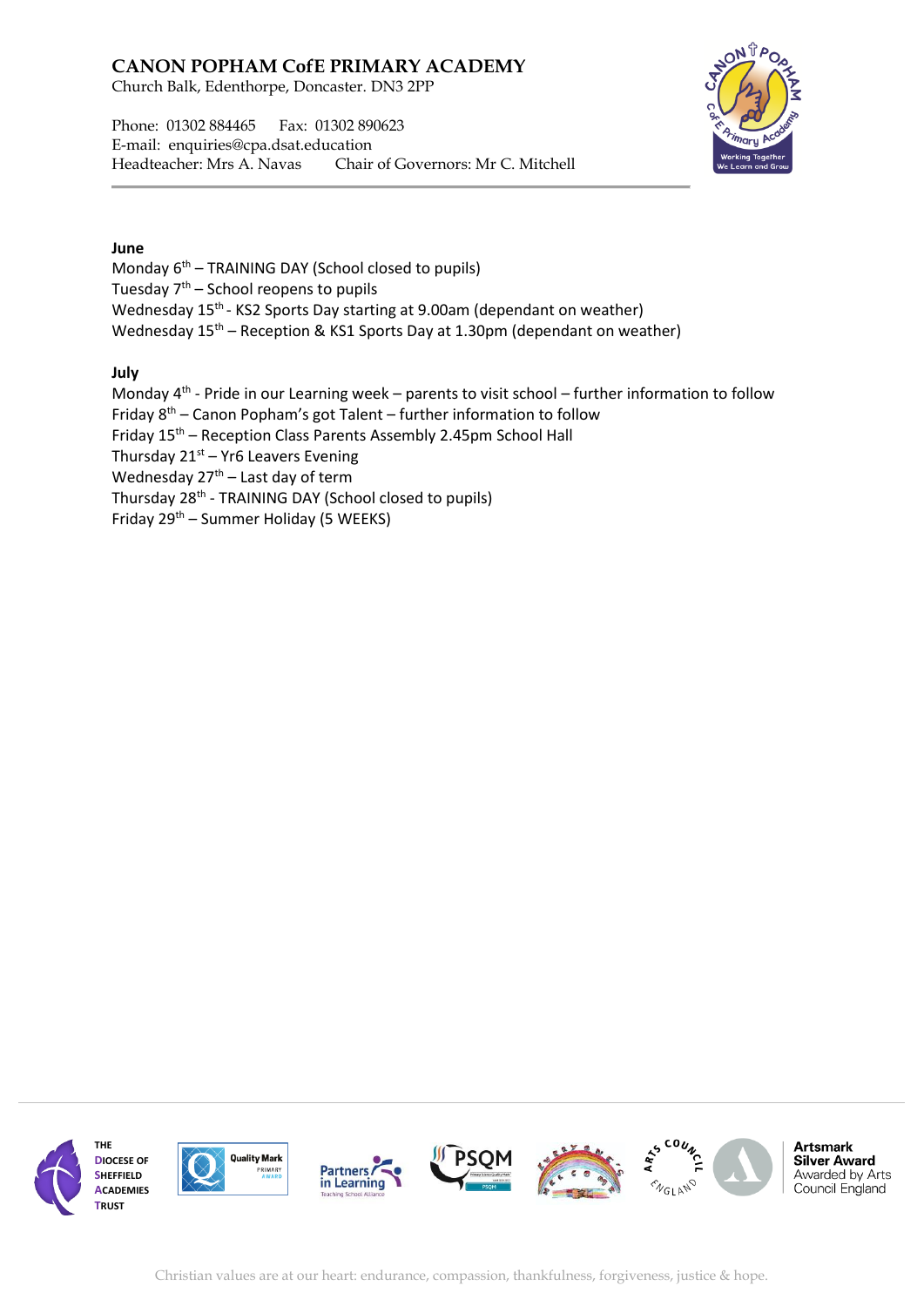# CANON POPHAM CofE PRIMARY ACADEMY

Church Balk, Edenthorpe, Doncaster. DN3 2PP

Phone: 01302 884465 Fax: 01302 890623
E-mail: enquiries@cpa.dsat.education
Headteacher: Mrs A. Navas Chair of Governors: Mr C. Mitchell

**June**

Monday 6th – TRAINING DAY (School closed to pupils)
Tuesday 7th – School reopens to pupils
Wednesday 15th - KS2 Sports Day starting at 9.00am (dependant on weather)
Wednesday 15th – Reception & KS1 Sports Day at 1.30pm (dependant on weather)

**July**

Monday 4th - Pride in our Learning week – parents to visit school – further information to follow
Friday 8th – Canon Popham's got Talent – further information to follow
Friday 15th – Reception Class Parents Assembly 2.45pm School Hall
Thursday 21st – Yr6 Leavers Evening
Wednesday 27th – Last day of term
Thursday 28th - TRAINING DAY (School closed to pupils)
Friday 29th – Summer Holiday (5 WEEKS)

Christian values are at our heart: endurance, compassion, thankfulness, forgiveness, justice & hope.